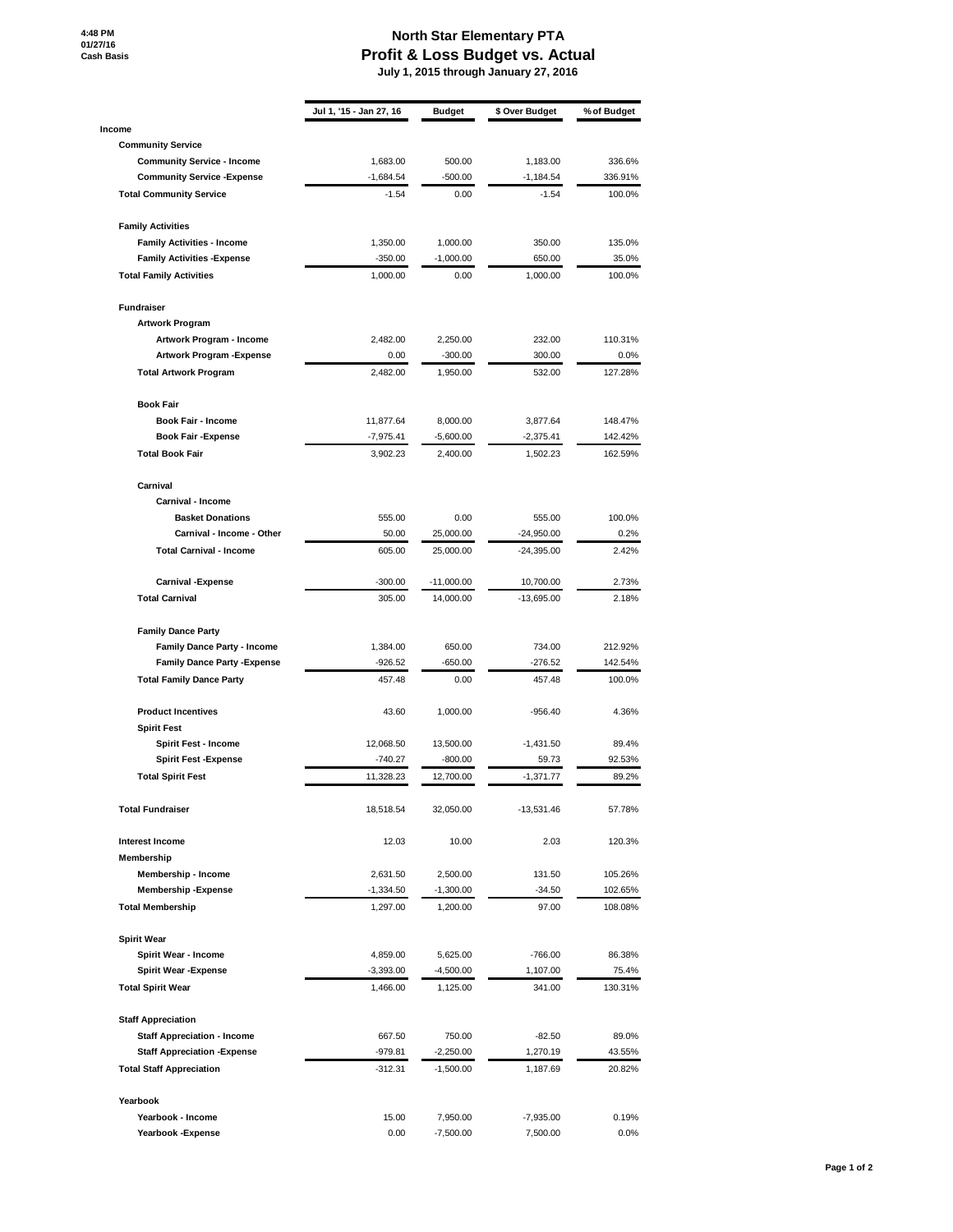4:48 PM
01/27/16
Cash Basis

# North Star Elementary PTA
## Profit & Loss Budget vs. Actual
### July 1, 2015 through January 27, 2016

| | Jul 1, '15 - Jan 27, 16 | Budget | $ Over Budget | % of Budget |
|---|---|---|---|---|
| **Income** | | | | |
| **Community Service** | | | | |
| **Community Service - Income** | 1,683.00 | 500.00 | 1,183.00 | 336.6% |
| **Community Service -Expense** | -1,684.54 | -500.00 | -1,184.54 | 336.91% |
| **Total Community Service** | -1.54 | 0.00 | -1.54 | 100.0% |
| **Family Activities** | | | | |
| **Family Activities - Income** | 1,350.00 | 1,000.00 | 350.00 | 135.0% |
| **Family Activities -Expense** | -350.00 | -1,000.00 | 650.00 | 35.0% |
| **Total Family Activities** | 1,000.00 | 0.00 | 1,000.00 | 100.0% |
| **Fundraiser** | | | | |
| **Artwork Program** | | | | |
| **Artwork Program - Income** | 2,482.00 | 2,250.00 | 232.00 | 110.31% |
| **Artwork Program -Expense** | 0.00 | -300.00 | 300.00 | 0.0% |
| **Total Artwork Program** | 2,482.00 | 1,950.00 | 532.00 | 127.28% |
| **Book Fair** | | | | |
| **Book Fair - Income** | 11,877.64 | 8,000.00 | 3,877.64 | 148.47% |
| **Book Fair -Expense** | -7,975.41 | -5,600.00 | -2,375.41 | 142.42% |
| **Total Book Fair** | 3,902.23 | 2,400.00 | 1,502.23 | 162.59% |
| **Carnival** | | | | |
| **Carnival - Income** | | | | |
| **Basket Donations** | 555.00 | 0.00 | 555.00 | 100.0% |
| **Carnival - Income - Other** | 50.00 | 25,000.00 | -24,950.00 | 0.2% |
| **Total Carnival - Income** | 605.00 | 25,000.00 | -24,395.00 | 2.42% |
| **Carnival -Expense** | -300.00 | -11,000.00 | 10,700.00 | 2.73% |
| **Total Carnival** | 305.00 | 14,000.00 | -13,695.00 | 2.18% |
| **Family Dance Party** | | | | |
| **Family Dance Party - Income** | 1,384.00 | 650.00 | 734.00 | 212.92% |
| **Family Dance Party -Expense** | -926.52 | -650.00 | -276.52 | 142.54% |
| **Total Family Dance Party** | 457.48 | 0.00 | 457.48 | 100.0% |
| **Product Incentives** | 43.60 | 1,000.00 | -956.40 | 4.36% |
| **Spirit Fest** | | | | |
| **Spirit Fest - Income** | 12,068.50 | 13,500.00 | -1,431.50 | 89.4% |
| **Spirit Fest -Expense** | -740.27 | -800.00 | 59.73 | 92.53% |
| **Total Spirit Fest** | 11,328.23 | 12,700.00 | -1,371.77 | 89.2% |
| **Total Fundraiser** | 18,518.54 | 32,050.00 | -13,531.46 | 57.78% |
| **Interest Income** | 12.03 | 10.00 | 2.03 | 120.3% |
| **Membership** | | | | |
| **Membership - Income** | 2,631.50 | 2,500.00 | 131.50 | 105.26% |
| **Membership -Expense** | -1,334.50 | -1,300.00 | -34.50 | 102.65% |
| **Total Membership** | 1,297.00 | 1,200.00 | 97.00 | 108.08% |
| **Spirit Wear** | | | | |
| **Spirit Wear - Income** | 4,859.00 | 5,625.00 | -766.00 | 86.38% |
| **Spirit Wear -Expense** | -3,393.00 | -4,500.00 | 1,107.00 | 75.4% |
| **Total Spirit Wear** | 1,466.00 | 1,125.00 | 341.00 | 130.31% |
| **Staff Appreciation** | | | | |
| **Staff Appreciation - Income** | 667.50 | 750.00 | -82.50 | 89.0% |
| **Staff Appreciation -Expense** | -979.81 | -2,250.00 | 1,270.19 | 43.55% |
| **Total Staff Appreciation** | -312.31 | -1,500.00 | 1,187.69 | 20.82% |
| **Yearbook** | | | | |
| **Yearbook - Income** | 15.00 | 7,950.00 | -7,935.00 | 0.19% |
| **Yearbook -Expense** | 0.00 | -7,500.00 | 7,500.00 | 0.0% |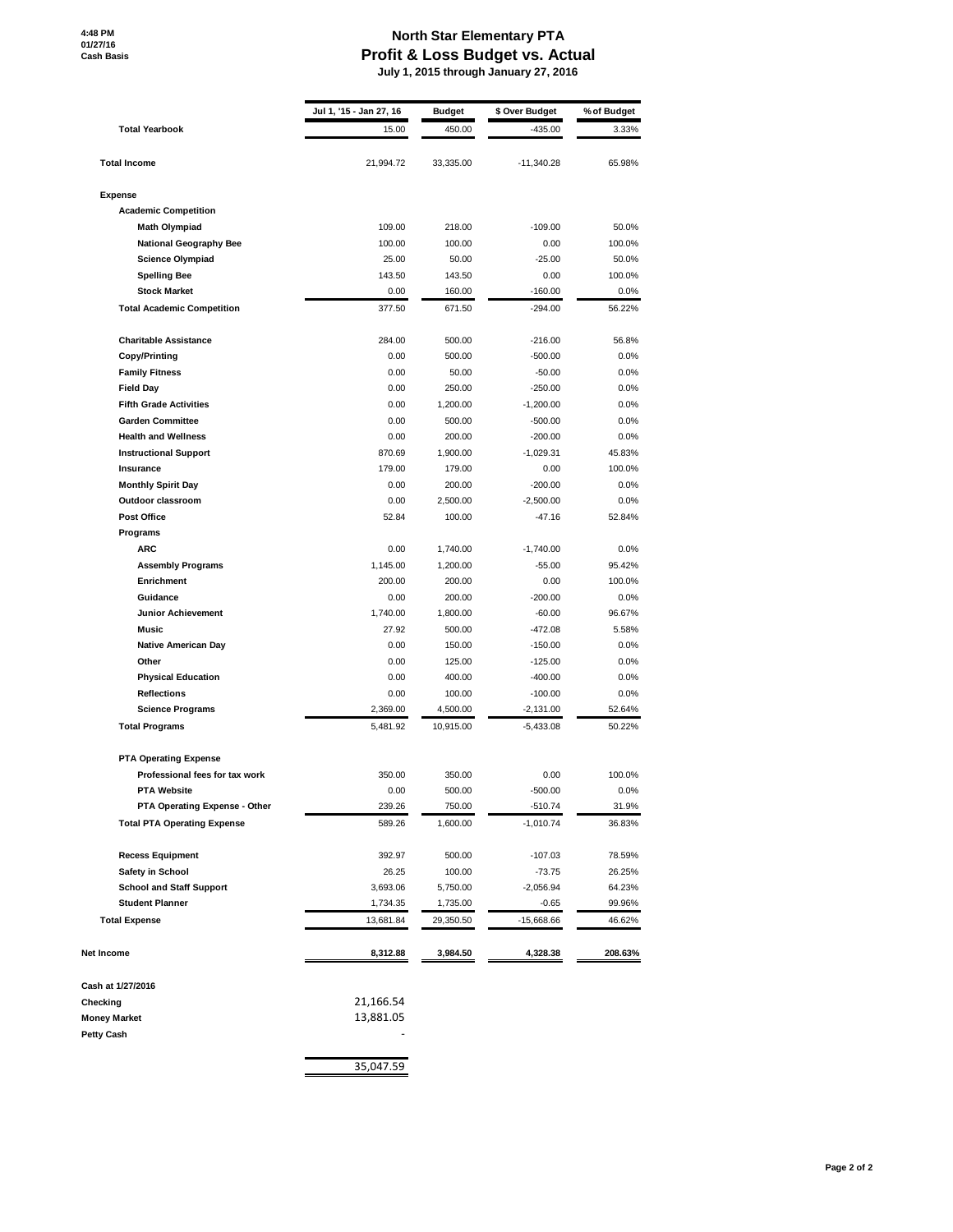4:48 PM
01/27/16
Cash Basis

# North Star Elementary PTA
## Profit & Loss Budget vs. Actual
### July 1, 2015 through January 27, 2016

| | Jul 1, '15 - Jan 27, 16 | Budget | $ Over Budget | % of Budget |
|---|---|---|---|---|
| **Total Yearbook** | 15.00 | 450.00 | -435.00 | 3.33% |
| **Total Income** | 21,994.72 | 33,335.00 | -11,340.28 | 65.98% |
| **Expense** | | | | |
| **Academic Competition** | | | | |
| **Math Olympiad** | 109.00 | 218.00 | -109.00 | 50.0% |
| **National Geography Bee** | 100.00 | 100.00 | 0.00 | 100.0% |
| **Science Olympiad** | 25.00 | 50.00 | -25.00 | 50.0% |
| **Spelling Bee** | 143.50 | 143.50 | 0.00 | 100.0% |
| **Stock Market** | 0.00 | 160.00 | -160.00 | 0.0% |
| **Total Academic Competition** | 377.50 | 671.50 | -294.00 | 56.22% |
| **Charitable Assistance** | 284.00 | 500.00 | -216.00 | 56.8% |
| **Copy/Printing** | 0.00 | 500.00 | -500.00 | 0.0% |
| **Family Fitness** | 0.00 | 50.00 | -50.00 | 0.0% |
| **Field Day** | 0.00 | 250.00 | -250.00 | 0.0% |
| **Fifth Grade Activities** | 0.00 | 1,200.00 | -1,200.00 | 0.0% |
| **Garden Committee** | 0.00 | 500.00 | -500.00 | 0.0% |
| **Health and Wellness** | 0.00 | 200.00 | -200.00 | 0.0% |
| **Instructional Support** | 870.69 | 1,900.00 | -1,029.31 | 45.83% |
| **Insurance** | 179.00 | 179.00 | 0.00 | 100.0% |
| **Monthly Spirit Day** | 0.00 | 200.00 | -200.00 | 0.0% |
| **Outdoor classroom** | 0.00 | 2,500.00 | -2,500.00 | 0.0% |
| **Post Office** | 52.84 | 100.00 | -47.16 | 52.84% |
| **Programs** | | | | |
| **ARC** | 0.00 | 1,740.00 | -1,740.00 | 0.0% |
| **Assembly Programs** | 1,145.00 | 1,200.00 | -55.00 | 95.42% |
| **Enrichment** | 200.00 | 200.00 | 0.00 | 100.0% |
| **Guidance** | 0.00 | 200.00 | -200.00 | 0.0% |
| **Junior Achievement** | 1,740.00 | 1,800.00 | -60.00 | 96.67% |
| **Music** | 27.92 | 500.00 | -472.08 | 5.58% |
| **Native American Day** | 0.00 | 150.00 | -150.00 | 0.0% |
| **Other** | 0.00 | 125.00 | -125.00 | 0.0% |
| **Physical Education** | 0.00 | 400.00 | -400.00 | 0.0% |
| **Reflections** | 0.00 | 100.00 | -100.00 | 0.0% |
| **Science Programs** | 2,369.00 | 4,500.00 | -2,131.00 | 52.64% |
| **Total Programs** | 5,481.92 | 10,915.00 | -5,433.08 | 50.22% |
| **PTA Operating Expense** | | | | |
| **Professional fees for tax work** | 350.00 | 350.00 | 0.00 | 100.0% |
| **PTA Website** | 0.00 | 500.00 | -500.00 | 0.0% |
| **PTA Operating Expense - Other** | 239.26 | 750.00 | -510.74 | 31.9% |
| **Total PTA Operating Expense** | 589.26 | 1,600.00 | -1,010.74 | 36.83% |
| **Recess Equipment** | 392.97 | 500.00 | -107.03 | 78.59% |
| **Safety in School** | 26.25 | 100.00 | -73.75 | 26.25% |
| **School and Staff Support** | 3,693.06 | 5,750.00 | -2,056.94 | 64.23% |
| **Student Planner** | 1,734.35 | 1,735.00 | -0.65 | 99.96% |
| **Total Expense** | 13,681.84 | 29,350.50 | -15,668.66 | 46.62% |
| **Net Income** | **8,312.88** | **3,984.50** | **4,328.38** | **208.63%** |

| | |
|---|---|
| **Cash at 1/27/2016** | |
| **Checking** | 21,166.54 |
| **Money Market** | 13,881.05 |
| **Petty Cash** | - |
| | 35,047.59 |